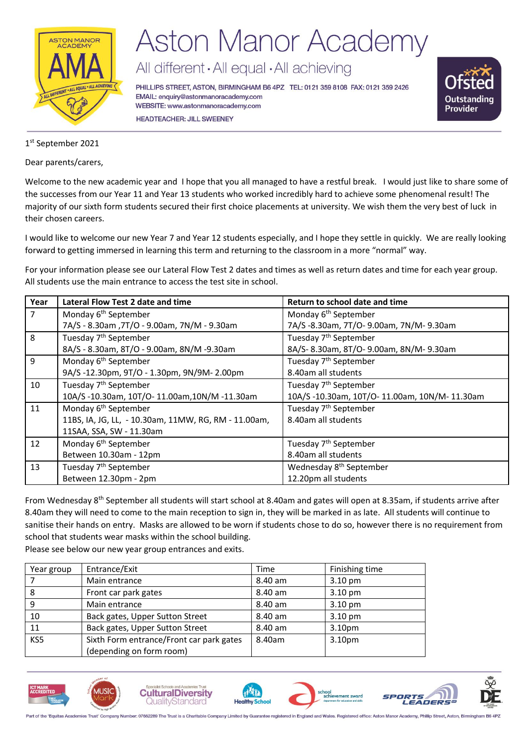# Aston Manor Academy

All different • All equal • All achieving

PHILLIPS STREET, ASTON, BIRMINGHAM B6 4PZ TEL: 0121 359 8108 FAX: 0121 359 2426
EMAIL: enquiry@astonmanoracademy.com
WEBSITE: www.astonmanoracademy.com

HEADTEACHER: JILL SWEENEY

1st September 2021

Dear parents/carers,

Welcome to the new academic year and I hope that you all managed to have a restful break. I would just like to share some of the successes from our Year 11 and Year 13 students who worked incredibly hard to achieve some phenomenal result! The majority of our sixth form students secured their first choice placements at university. We wish them the very best of luck in their chosen careers.

I would like to welcome our new Year 7 and Year 12 students especially, and I hope they settle in quickly. We are really looking forward to getting immersed in learning this term and returning to the classroom in a more "normal" way.

For your information please see our Lateral Flow Test 2 dates and times as well as return dates and time for each year group. All students use the main entrance to access the test site in school.

| Year | Lateral Flow Test 2 date and time | Return to school date and time |
|---|---|---|
| 7 | Monday 6th September<br>7A/S - 8.30am ,7T/O - 9.00am, 7N/M - 9.30am | Monday 6th September<br>7A/S -8.30am, 7T/O- 9.00am, 7N/M- 9.30am |
| 8 | Tuesday 7th September<br>8A/S - 8.30am, 8T/O - 9.00am, 8N/M -9.30am | Tuesday 7th September<br>8A/S- 8.30am, 8T/O- 9.00am, 8N/M- 9.30am |
| 9 | Monday 6th September<br>9A/S -12.30pm, 9T/O - 1.30pm, 9N/9M- 2.00pm | Tuesday 7th September<br>8.40am all students |
| 10 | Tuesday 7th September<br>10A/S -10.30am, 10T/O- 11.00am,10N/M -11.30am | Tuesday 7th September<br>10A/S -10.30am, 10T/O- 11.00am, 10N/M- 11.30am |
| 11 | Monday 6th September<br>11BS, IA, JG, LL, - 10.30am, 11MW, RG, RM - 11.00am, 11SAA, SSA, SW - 11.30am | Tuesday 7th September<br>8.40am all students |
| 12 | Monday 6th September<br>Between 10.30am - 12pm | Tuesday 7th September<br>8.40am all students |
| 13 | Tuesday 7th September<br>Between 12.30pm - 2pm | Wednesday 8th September<br>12.20pm all students |

From Wednesday 8th September all students will start school at 8.40am and gates will open at 8.35am, if students arrive after 8.40am they will need to come to the main reception to sign in, they will be marked in as late. All students will continue to sanitise their hands on entry. Masks are allowed to be worn if students chose to do so, however there is no requirement from school that students wear masks within the school building.

Please see below our new year group entrances and exits.

| Year group | Entrance/Exit | Time | Finishing time |
|---|---|---|---|
| 7 | Main entrance | 8.40 am | 3.10 pm |
| 8 | Front car park gates | 8.40 am | 3.10 pm |
| 9 | Main entrance | 8.40 am | 3.10 pm |
| 10 | Back gates, Upper Sutton Street | 8.40 am | 3.10 pm |
| 11 | Back gates, Upper Sutton Street | 8.40 am | 3.10pm |
| KS5 | Sixth Form entrance/Front car park gates (depending on form room) | 8.40am | 3.10pm |

Part of the 'Equitas Academies Trust' Company Number: 07662289 The Trust is a Charitable Company Limited by Guarantee registered in England and Wales. Registered office: Aston Manor Academy, Phillip Street, Aston, Birmingham B6 4PZ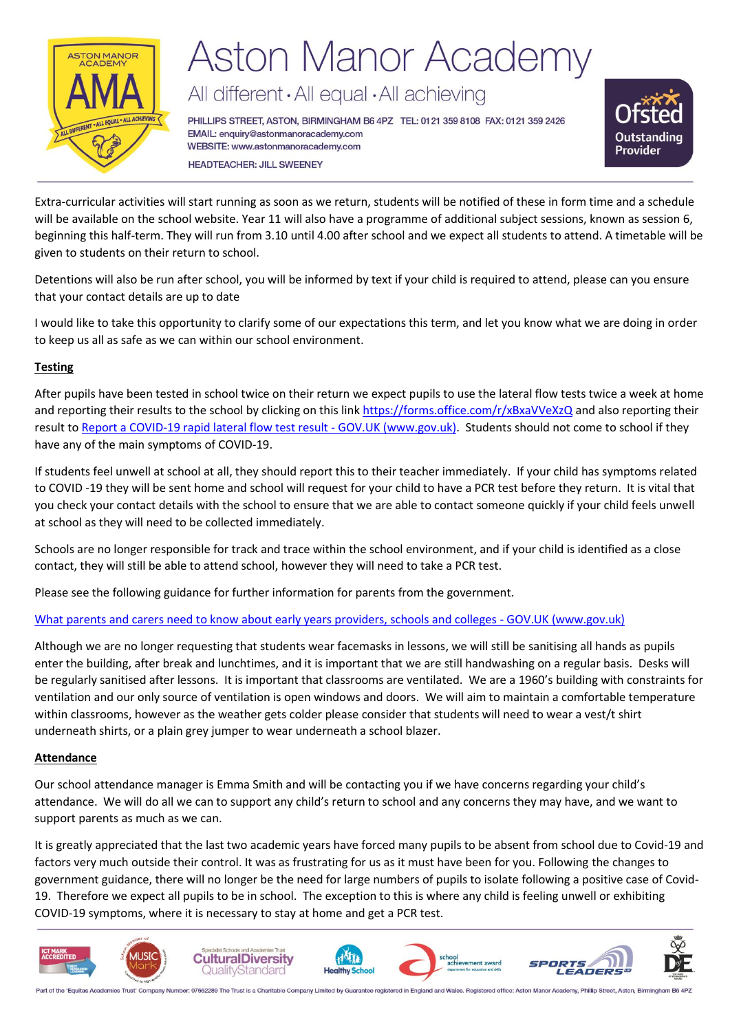Extra-curricular activities will start running as soon as we return, students will be notified of these in form time and a schedule will be available on the school website. Year 11 will also have a programme of additional subject sessions, known as session 6, beginning this half-term. They will run from 3.10 until 4.00 after school and we expect all students to attend. A timetable will be given to students on their return to school.

Detentions will also be run after school, you will be informed by text if your child is required to attend, please can you ensure that your contact details are up to date

I would like to take this opportunity to clarify some of our expectations this term, and let you know what we are doing in order to keep us all as safe as we can within our school environment.

**Testing**

After pupils have been tested in school twice on their return we expect pupils to use the lateral flow tests twice a week at home and reporting their results to the school by clicking on this link https://forms.office.com/r/xBxaVVeXzQ and also reporting their result to Report a COVID-19 rapid lateral flow test result - GOV.UK (www.gov.uk). Students should not come to school if they have any of the main symptoms of COVID-19.

If students feel unwell at school at all, they should report this to their teacher immediately. If your child has symptoms related to COVID -19 they will be sent home and school will request for your child to have a PCR test before they return. It is vital that you check your contact details with the school to ensure that we are able to contact someone quickly if your child feels unwell at school as they will need to be collected immediately.

Schools are no longer responsible for track and trace within the school environment, and if your child is identified as a close contact, they will still be able to attend school, however they will need to take a PCR test.

Please see the following guidance for further information for parents from the government.

What parents and carers need to know about early years providers, schools and colleges - GOV.UK (www.gov.uk)

Although we are no longer requesting that students wear facemasks in lessons, we will still be sanitising all hands as pupils enter the building, after break and lunchtimes, and it is important that we are still handwashing on a regular basis. Desks will be regularly sanitised after lessons. It is important that classrooms are ventilated. We are a 1960's building with constraints for ventilation and our only source of ventilation is open windows and doors. We will aim to maintain a comfortable temperature within classrooms, however as the weather gets colder please consider that students will need to wear a vest/t shirt underneath shirts, or a plain grey jumper to wear underneath a school blazer.

**Attendance**

Our school attendance manager is Emma Smith and will be contacting you if we have concerns regarding your child's attendance. We will do all we can to support any child's return to school and any concerns they may have, and we want to support parents as much as we can.

It is greatly appreciated that the last two academic years have forced many pupils to be absent from school due to Covid-19 and factors very much outside their control. It was as frustrating for us as it must have been for you. Following the changes to government guidance, there will no longer be the need for large numbers of pupils to isolate following a positive case of Covid-19. Therefore we expect all pupils to be in school. The exception to this is where any child is feeling unwell or exhibiting COVID-19 symptoms, where it is necessary to stay at home and get a PCR test.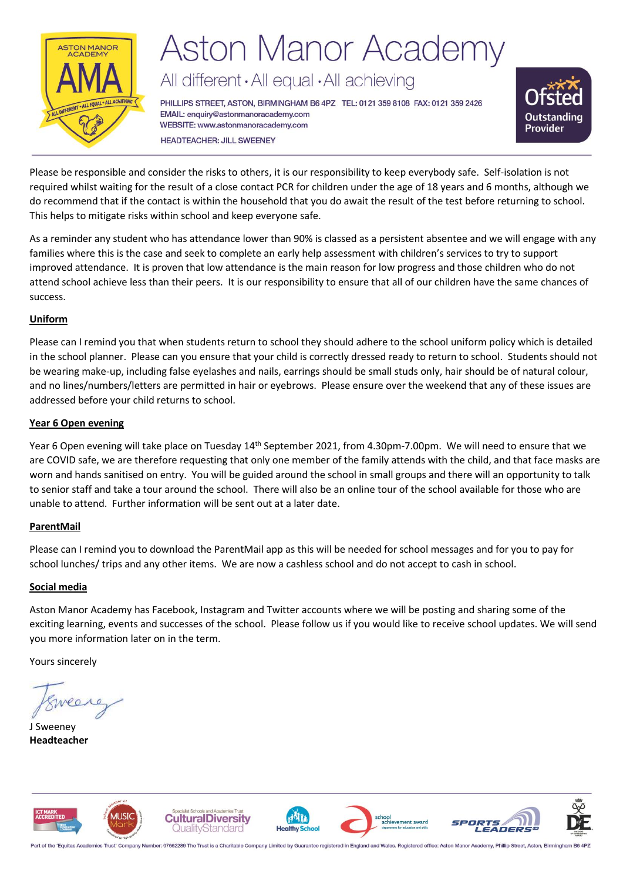# Aston Manor Academy

All different • All equal • All achieving

PHILLIPS STREET, ASTON, BIRMINGHAM B6 4PZ TEL: 0121 359 8108 FAX: 0121 359 2426
EMAIL: enquiry@astonmanoracademy.com
WEBSITE: www.astonmanoracademy.com
HEADTEACHER: JILL SWEENEY

Please be responsible and consider the risks to others, it is our responsibility to keep everybody safe. Self-isolation is not required whilst waiting for the result of a close contact PCR for children under the age of 18 years and 6 months, although we do recommend that if the contact is within the household that you do await the result of the test before returning to school. This helps to mitigate risks within school and keep everyone safe.

As a reminder any student who has attendance lower than 90% is classed as a persistent absentee and we will engage with any families where this is the case and seek to complete an early help assessment with children's services to try to support improved attendance. It is proven that low attendance is the main reason for low progress and those children who do not attend school achieve less than their peers. It is our responsibility to ensure that all of our children have the same chances of success.

**Uniform**

Please can I remind you that when students return to school they should adhere to the school uniform policy which is detailed in the school planner. Please can you ensure that your child is correctly dressed ready to return to school. Students should not be wearing make-up, including false eyelashes and nails, earrings should be small studs only, hair should be of natural colour, and no lines/numbers/letters are permitted in hair or eyebrows. Please ensure over the weekend that any of these issues are addressed before your child returns to school.

**Year 6 Open evening**

Year 6 Open evening will take place on Tuesday 14th September 2021, from 4.30pm-7.00pm. We will need to ensure that we are COVID safe, we are therefore requesting that only one member of the family attends with the child, and that face masks are worn and hands sanitised on entry. You will be guided around the school in small groups and there will an opportunity to talk to senior staff and take a tour around the school. There will also be an online tour of the school available for those who are unable to attend. Further information will be sent out at a later date.

**ParentMail**

Please can I remind you to download the ParentMail app as this will be needed for school messages and for you to pay for school lunches/ trips and any other items. We are now a cashless school and do not accept to cash in school.

**Social media**

Aston Manor Academy has Facebook, Instagram and Twitter accounts where we will be posting and sharing some of the exciting learning, events and successes of the school. Please follow us if you would like to receive school updates. We will send you more information later on in the term.

Yours sincerely

J Sweeney
**Headteacher**

Part of the 'Equitas Academies Trust' Company Number: 07662289 The Trust is a Charitable Company Limited by Guarantee registered in England and Wales. Registered office: Aston Manor Academy, Phillip Street, Aston, Birmingham B6 4PZ